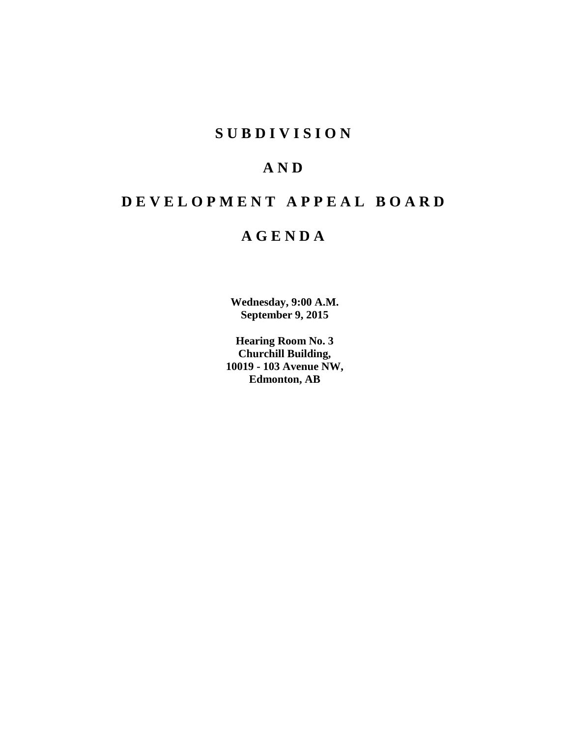# S U B D I V I S I O N

# A N D

# D E V E L O P M E N T   A P P E A L   B O A R D

# A G E N D A

**Wednesday, 9:00 A.M.**
**September 9, 2015**

**Hearing Room No. 3**
**Churchill Building,**
**10019 - 103 Avenue NW,**
**Edmonton, AB**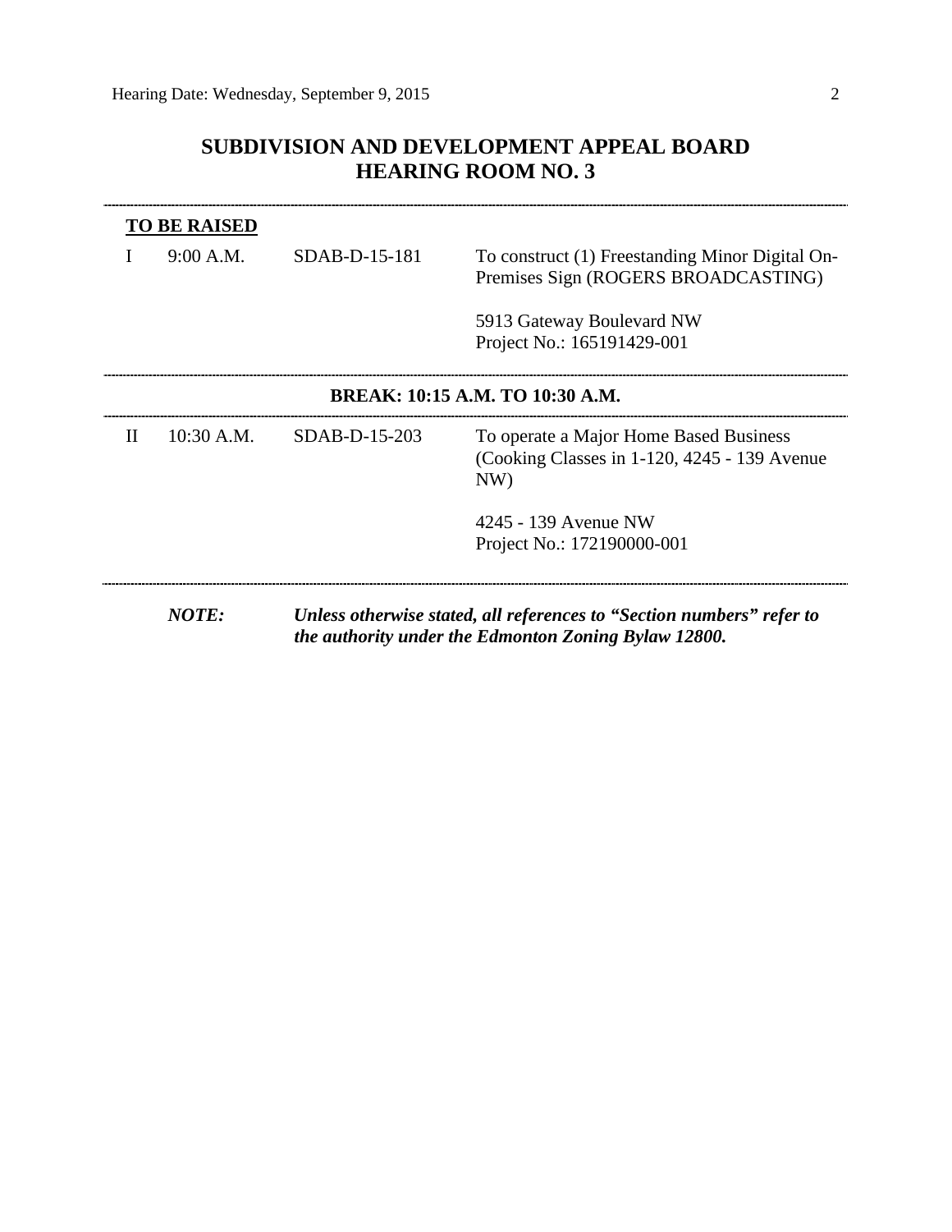# SUBDIVISION AND DEVELOPMENT APPEAL BOARD
# HEARING ROOM NO. 3

---

**TO BE RAISED**

| | | | |
|---|---|---|---|
| I | 9:00 A.M. | SDAB-D-15-181 | To construct (1) Freestanding Minor Digital On-Premises Sign (ROGERS BROADCASTING)<br><br>5913 Gateway Boulevard NW<br>Project No.: 165191429-001 |

---

**BREAK: 10:15 A.M. TO 10:30 A.M.**

---

| | | | |
|---|---|---|---|
| II | 10:30 A.M. | SDAB-D-15-203 | To operate a Major Home Based Business (Cooking Classes in 1-120, 4245 - 139 Avenue NW)<br><br>4245 - 139 Avenue NW<br>Project No.: 172190000-001 |

---

***NOTE:*** ***Unless otherwise stated, all references to "Section numbers" refer to the authority under the Edmonton Zoning Bylaw 12800.***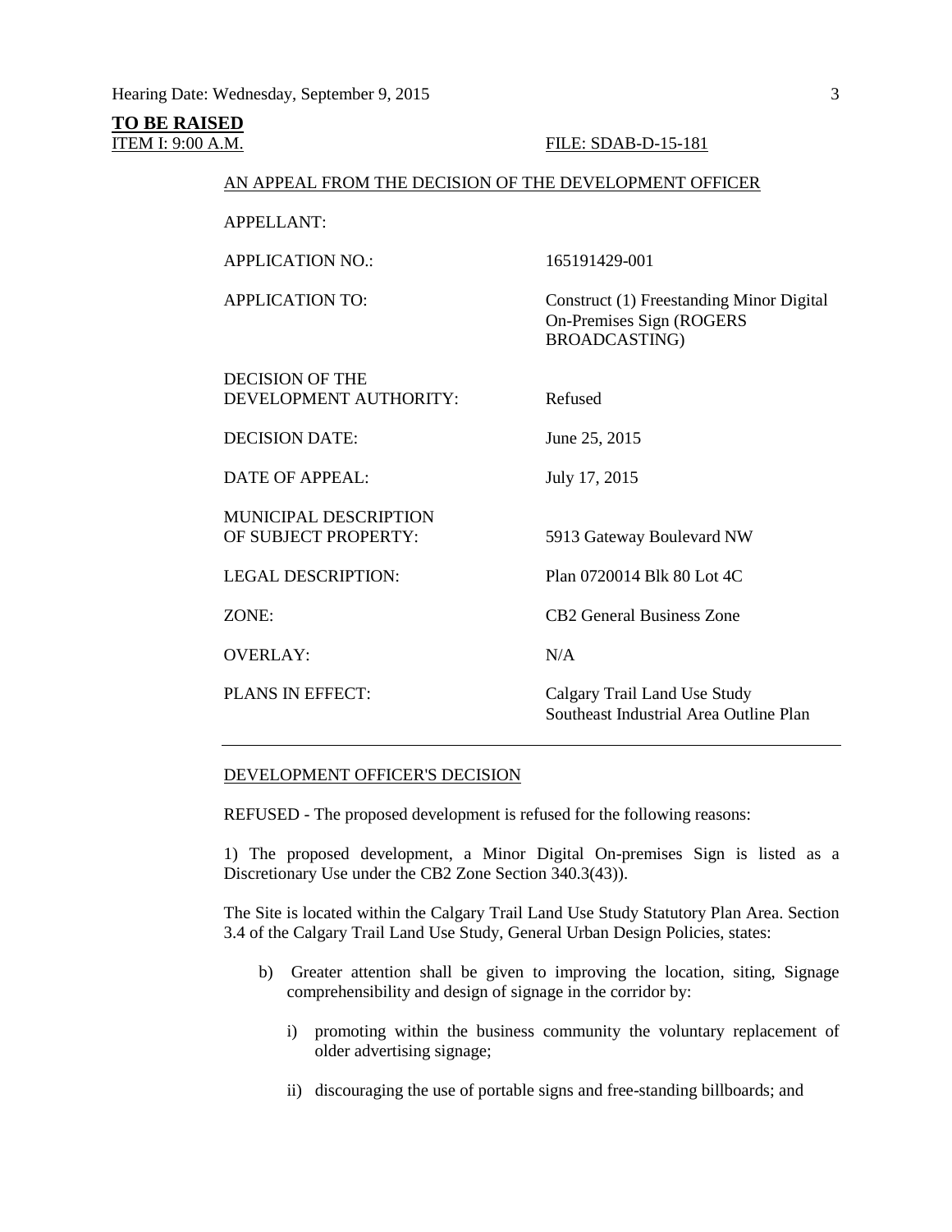**TO BE RAISED**

ITEM I: 9:00 A.M. FILE: SDAB-D-15-181

AN APPEAL FROM THE DECISION OF THE DEVELOPMENT OFFICER

| | |
|---|---|
| APPELLANT: | |
| APPLICATION NO.: | 165191429-001 |
| APPLICATION TO: | Construct (1) Freestanding Minor Digital On-Premises Sign (ROGERS BROADCASTING) |
| DECISION OF THE DEVELOPMENT AUTHORITY: | Refused |
| DECISION DATE: | June 25, 2015 |
| DATE OF APPEAL: | July 17, 2015 |
| MUNICIPAL DESCRIPTION OF SUBJECT PROPERTY: | 5913 Gateway Boulevard NW |
| LEGAL DESCRIPTION: | Plan 0720014 Blk 80 Lot 4C |
| ZONE: | CB2 General Business Zone |
| OVERLAY: | N/A |
| PLANS IN EFFECT: | Calgary Trail Land Use Study<br>Southeast Industrial Area Outline Plan |

---

DEVELOPMENT OFFICER'S DECISION

REFUSED - The proposed development is refused for the following reasons:

1) The proposed development, a Minor Digital On-premises Sign is listed as a Discretionary Use under the CB2 Zone Section 340.3(43)).

The Site is located within the Calgary Trail Land Use Study Statutory Plan Area. Section 3.4 of the Calgary Trail Land Use Study, General Urban Design Policies, states:

b) Greater attention shall be given to improving the location, siting, Signage comprehensibility and design of signage in the corridor by:

i) promoting within the business community the voluntary replacement of older advertising signage;

ii) discouraging the use of portable signs and free-standing billboards; and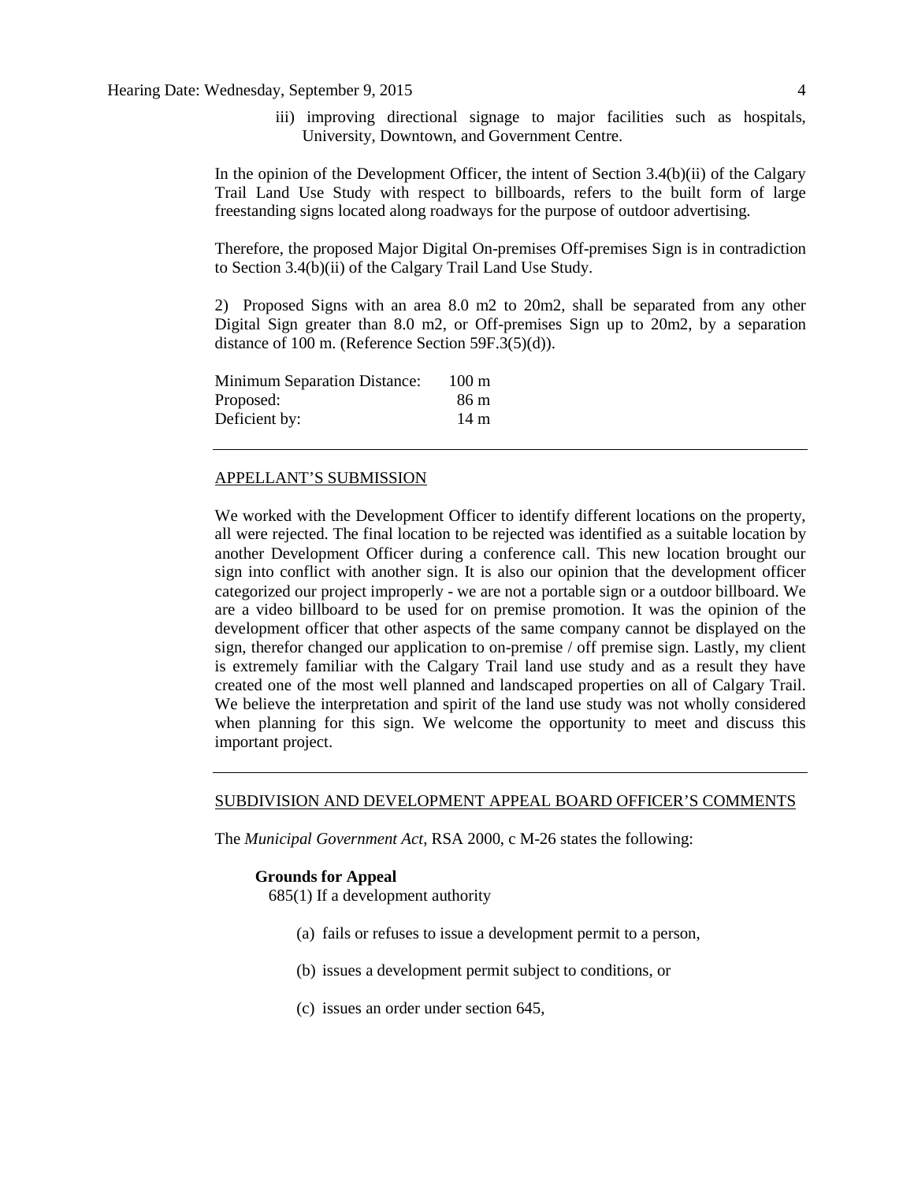iii) improving directional signage to major facilities such as hospitals, University, Downtown, and Government Centre.

In the opinion of the Development Officer, the intent of Section 3.4(b)(ii) of the Calgary Trail Land Use Study with respect to billboards, refers to the built form of large freestanding signs located along roadways for the purpose of outdoor advertising.

Therefore, the proposed Major Digital On-premises Off-premises Sign is in contradiction to Section 3.4(b)(ii) of the Calgary Trail Land Use Study.

2) Proposed Signs with an area 8.0 m2 to 20m2, shall be separated from any other Digital Sign greater than 8.0 m2, or Off-premises Sign up to 20m2, by a separation distance of 100 m. (Reference Section 59F.3(5)(d)).

| | |
|---|---|
| Minimum Separation Distance: | 100 m |
| Proposed: | 86 m |
| Deficient by: | 14 m |

---

APPELLANT'S SUBMISSION

We worked with the Development Officer to identify different locations on the property, all were rejected. The final location to be rejected was identified as a suitable location by another Development Officer during a conference call. This new location brought our sign into conflict with another sign. It is also our opinion that the development officer categorized our project improperly - we are not a portable sign or a outdoor billboard. We are a video billboard to be used for on premise promotion. It was the opinion of the development officer that other aspects of the same company cannot be displayed on the sign, therefor changed our application to on-premise / off premise sign. Lastly, my client is extremely familiar with the Calgary Trail land use study and as a result they have created one of the most well planned and landscaped properties on all of Calgary Trail. We believe the interpretation and spirit of the land use study was not wholly considered when planning for this sign. We welcome the opportunity to meet and discuss this important project.

---

SUBDIVISION AND DEVELOPMENT APPEAL BOARD OFFICER'S COMMENTS

The *Municipal Government Act*, RSA 2000, c M-26 states the following:

**Grounds for Appeal**

685(1) If a development authority

(a) fails or refuses to issue a development permit to a person,

(b) issues a development permit subject to conditions, or

(c) issues an order under section 645,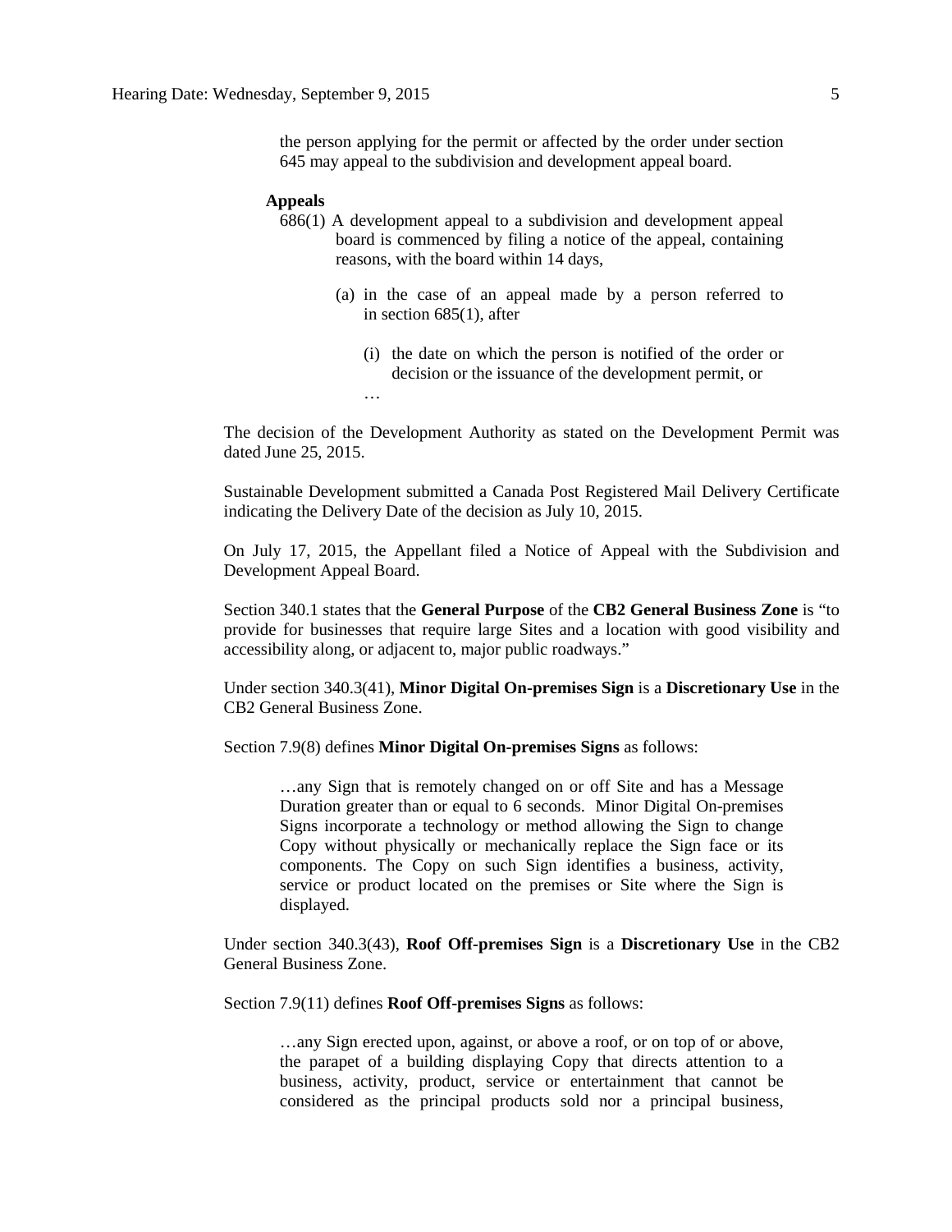> the person applying for the permit or affected by the order under section 645 may appeal to the subdivision and development appeal board.

> **Appeals**
>
> 686(1) A development appeal to a subdivision and development appeal board is commenced by filing a notice of the appeal, containing reasons, with the board within 14 days,
>
> (a) in the case of an appeal made by a person referred to in section 685(1), after
>
> (i) the date on which the person is notified of the order or decision or the issuance of the development permit, or
>
> …

The decision of the Development Authority as stated on the Development Permit was dated June 25, 2015.

Sustainable Development submitted a Canada Post Registered Mail Delivery Certificate indicating the Delivery Date of the decision as July 10, 2015.

On July 17, 2015, the Appellant filed a Notice of Appeal with the Subdivision and Development Appeal Board.

Section 340.1 states that the **General Purpose** of the **CB2 General Business Zone** is "to provide for businesses that require large Sites and a location with good visibility and accessibility along, or adjacent to, major public roadways."

Under section 340.3(41), **Minor Digital On-premises Sign** is a **Discretionary Use** in the CB2 General Business Zone.

Section 7.9(8) defines **Minor Digital On-premises Signs** as follows:

> …any Sign that is remotely changed on or off Site and has a Message Duration greater than or equal to 6 seconds. Minor Digital On-premises Signs incorporate a technology or method allowing the Sign to change Copy without physically or mechanically replace the Sign face or its components. The Copy on such Sign identifies a business, activity, service or product located on the premises or Site where the Sign is displayed.

Under section 340.3(43), **Roof Off-premises Sign** is a **Discretionary Use** in the CB2 General Business Zone.

Section 7.9(11) defines **Roof Off-premises Signs** as follows:

> …any Sign erected upon, against, or above a roof, or on top of or above, the parapet of a building displaying Copy that directs attention to a business, activity, product, service or entertainment that cannot be considered as the principal products sold nor a principal business,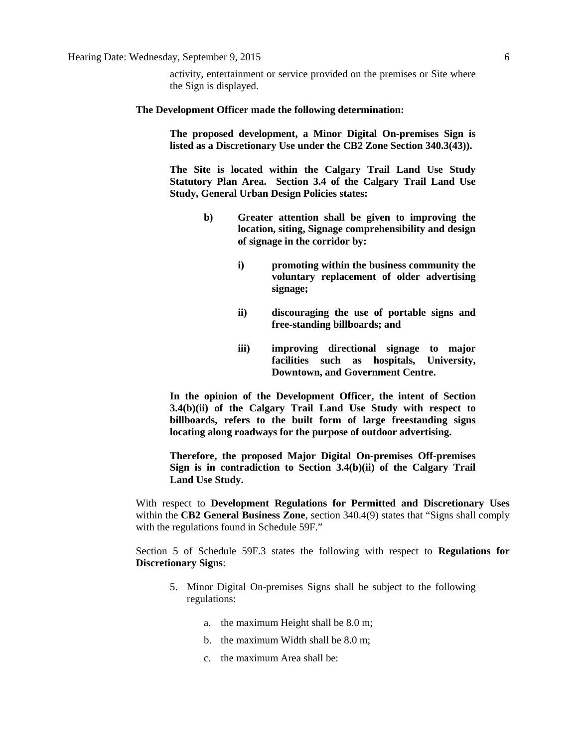activity, entertainment or service provided on the premises or Site where the Sign is displayed.

**The Development Officer made the following determination:**

> **The proposed development, a Minor Digital On-premises Sign is listed as a Discretionary Use under the CB2 Zone Section 340.3(43)).**
>
> **The Site is located within the Calgary Trail Land Use Study Statutory Plan Area. Section 3.4 of the Calgary Trail Land Use Study, General Urban Design Policies states:**
>
> **b) Greater attention shall be given to improving the location, siting, Signage comprehensibility and design of signage in the corridor by:**
>
> **i) promoting within the business community the voluntary replacement of older advertising signage;**
>
> **ii) discouraging the use of portable signs and free-standing billboards; and**
>
> **iii) improving directional signage to major facilities such as hospitals, University, Downtown, and Government Centre.**
>
> **In the opinion of the Development Officer, the intent of Section 3.4(b)(ii) of the Calgary Trail Land Use Study with respect to billboards, refers to the built form of large freestanding signs locating along roadways for the purpose of outdoor advertising.**
>
> **Therefore, the proposed Major Digital On-premises Off-premises Sign is in contradiction to Section 3.4(b)(ii) of the Calgary Trail Land Use Study.**

With respect to **Development Regulations for Permitted and Discretionary Uses** within the **CB2 General Business Zone**, section 340.4(9) states that "Signs shall comply with the regulations found in Schedule 59F."

Section 5 of Schedule 59F.3 states the following with respect to **Regulations for Discretionary Signs**:

5. Minor Digital On-premises Signs shall be subject to the following regulations:

   a. the maximum Height shall be 8.0 m;

   b. the maximum Width shall be 8.0 m;

   c. the maximum Area shall be: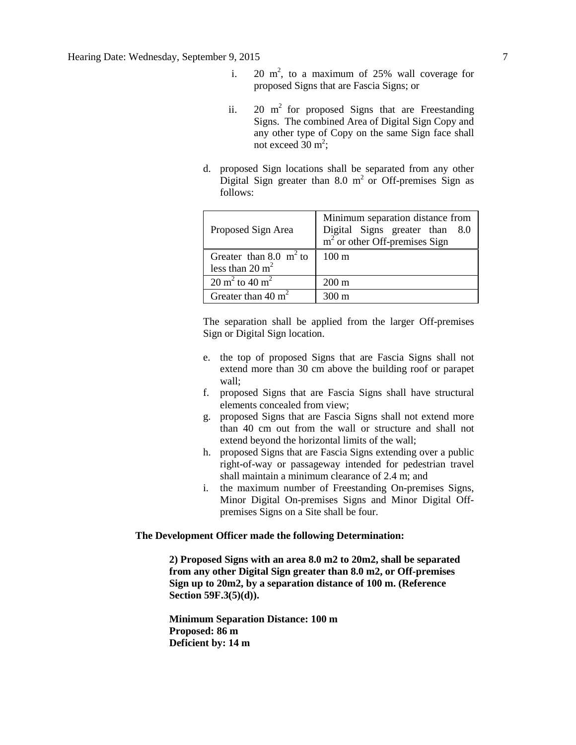i. 20 $m^2$, to a maximum of 25% wall coverage for proposed Signs that are Fascia Signs; or

ii. 20 $m^2$ for proposed Signs that are Freestanding Signs. The combined Area of Digital Sign Copy and any other type of Copy on the same Sign face shall not exceed 30 $m^2$;

d. proposed Sign locations shall be separated from any other Digital Sign greater than 8.0 $m^2$ or Off-premises Sign as follows:

| Proposed Sign Area | Minimum separation distance from Digital Signs greater than 8.0 $m^2$ or other Off-premises Sign |
| --- | --- |
| Greater than 8.0 $m^2$ to less than 20 $m^2$ | 100 m |
| 20 $m^2$ to 40 $m^2$ | 200 m |
| Greater than 40 $m^2$ | 300 m |

The separation shall be applied from the larger Off-premises Sign or Digital Sign location.

e. the top of proposed Signs that are Fascia Signs shall not extend more than 30 cm above the building roof or parapet wall;
f. proposed Signs that are Fascia Signs shall have structural elements concealed from view;
g. proposed Signs that are Fascia Signs shall not extend more than 40 cm out from the wall or structure and shall not extend beyond the horizontal limits of the wall;
h. proposed Signs that are Fascia Signs extending over a public right-of-way or passageway intended for pedestrian travel shall maintain a minimum clearance of 2.4 m; and
i. the maximum number of Freestanding On-premises Signs, Minor Digital On-premises Signs and Minor Digital Off-premises Signs on a Site shall be four.

**The Development Officer made the following Determination:**

**2) Proposed Signs with an area 8.0 m2 to 20m2, shall be separated from any other Digital Sign greater than 8.0 m2, or Off-premises Sign up to 20m2, by a separation distance of 100 m. (Reference Section 59F.3(5)(d)).**

**Minimum Separation Distance: 100 m**
**Proposed: 86 m**
**Deficient by: 14 m**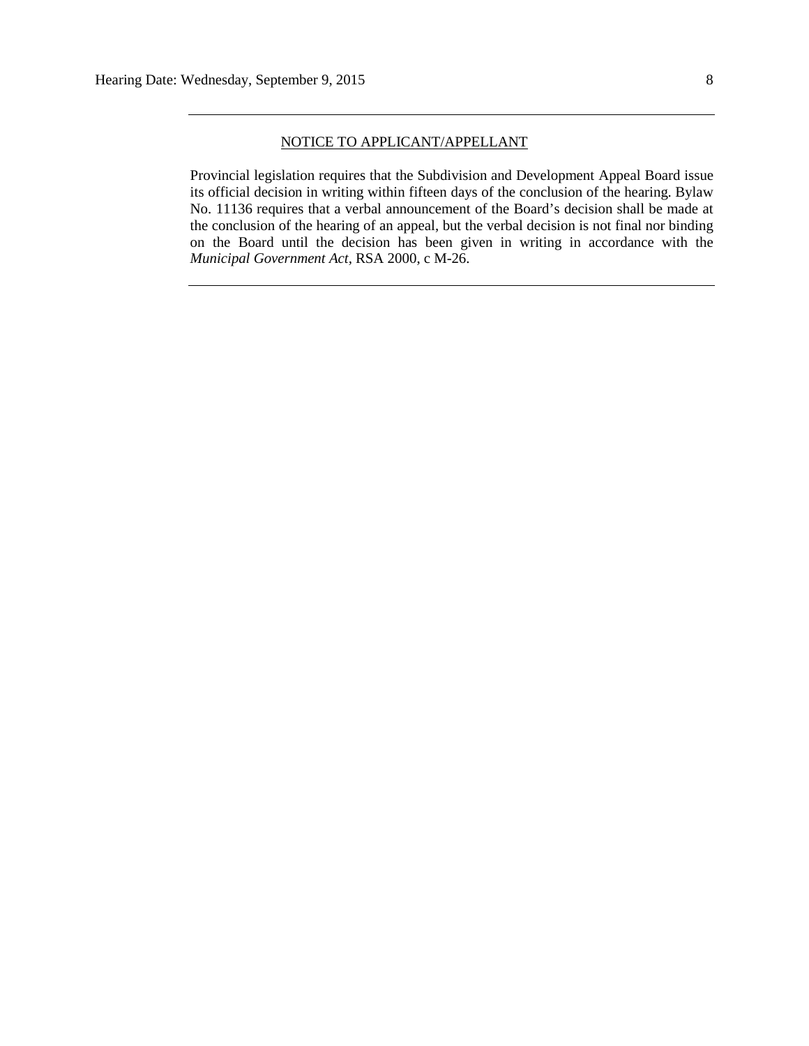---

NOTICE TO APPLICANT/APPELLANT

Provincial legislation requires that the Subdivision and Development Appeal Board issue its official decision in writing within fifteen days of the conclusion of the hearing. Bylaw No. 11136 requires that a verbal announcement of the Board's decision shall be made at the conclusion of the hearing of an appeal, but the verbal decision is not final nor binding on the Board until the decision has been given in writing in accordance with the *Municipal Government Act*, RSA 2000, c M-26.

---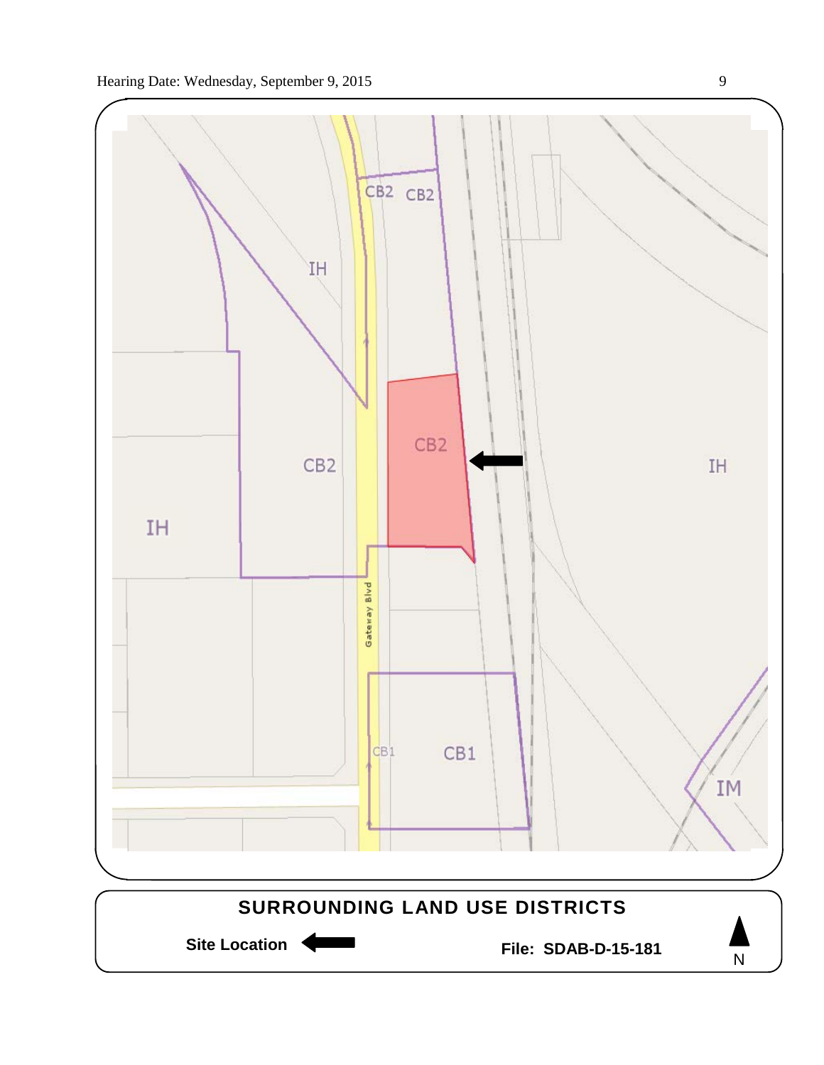SURROUNDING LAND USE DISTRICTS

Site Location

File: SDAB-D-15-181

N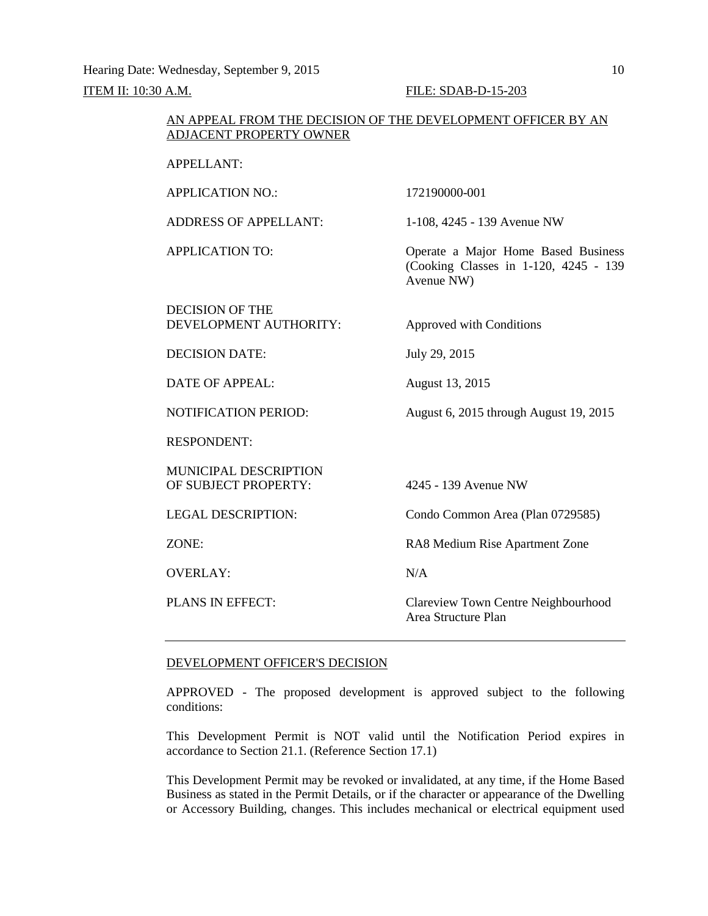Hearing Date: Wednesday, September 9, 2015

ITEM II: 10:30 A.M. FILE: SDAB-D-15-203

AN APPEAL FROM THE DECISION OF THE DEVELOPMENT OFFICER BY AN ADJACENT PROPERTY OWNER

| | |
|---|---|
| APPELLANT: | |
| APPLICATION NO.: | 172190000-001 |
| ADDRESS OF APPELLANT: | 1-108, 4245 - 139 Avenue NW |
| APPLICATION TO: | Operate a Major Home Based Business (Cooking Classes in 1-120, 4245 - 139 Avenue NW) |
| DECISION OF THE DEVELOPMENT AUTHORITY: | Approved with Conditions |
| DECISION DATE: | July 29, 2015 |
| DATE OF APPEAL: | August 13, 2015 |
| NOTIFICATION PERIOD: | August 6, 2015 through August 19, 2015 |
| RESPONDENT: | |
| MUNICIPAL DESCRIPTION OF SUBJECT PROPERTY: | 4245 - 139 Avenue NW |
| LEGAL DESCRIPTION: | Condo Common Area (Plan 0729585) |
| ZONE: | RA8 Medium Rise Apartment Zone |
| OVERLAY: | N/A |
| PLANS IN EFFECT: | Clareview Town Centre Neighbourhood Area Structure Plan |

---

DEVELOPMENT OFFICER'S DECISION

APPROVED - The proposed development is approved subject to the following conditions:

This Development Permit is NOT valid until the Notification Period expires in accordance to Section 21.1. (Reference Section 17.1)

This Development Permit may be revoked or invalidated, at any time, if the Home Based Business as stated in the Permit Details, or if the character or appearance of the Dwelling or Accessory Building, changes. This includes mechanical or electrical equipment used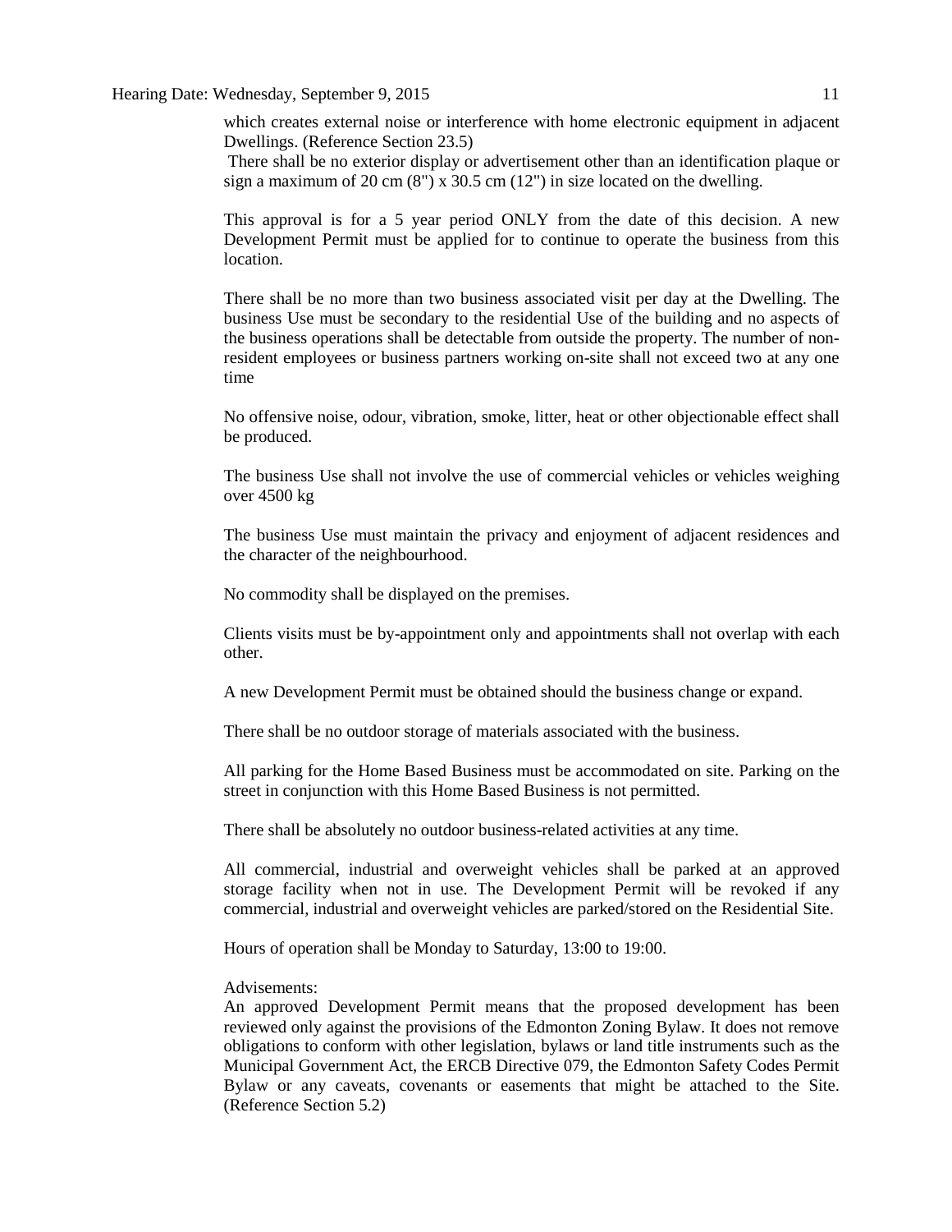which creates external noise or interference with home electronic equipment in adjacent Dwellings. (Reference Section 23.5)

There shall be no exterior display or advertisement other than an identification plaque or sign a maximum of 20 cm (8") x 30.5 cm (12") in size located on the dwelling.

This approval is for a 5 year period ONLY from the date of this decision. A new Development Permit must be applied for to continue to operate the business from this location.

There shall be no more than two business associated visit per day at the Dwelling. The business Use must be secondary to the residential Use of the building and no aspects of the business operations shall be detectable from outside the property. The number of non-resident employees or business partners working on-site shall not exceed two at any one time

No offensive noise, odour, vibration, smoke, litter, heat or other objectionable effect shall be produced.

The business Use shall not involve the use of commercial vehicles or vehicles weighing over 4500 kg

The business Use must maintain the privacy and enjoyment of adjacent residences and the character of the neighbourhood.

No commodity shall be displayed on the premises.

Clients visits must be by-appointment only and appointments shall not overlap with each other.

A new Development Permit must be obtained should the business change or expand.

There shall be no outdoor storage of materials associated with the business.

All parking for the Home Based Business must be accommodated on site. Parking on the street in conjunction with this Home Based Business is not permitted.

There shall be absolutely no outdoor business-related activities at any time.

All commercial, industrial and overweight vehicles shall be parked at an approved storage facility when not in use. The Development Permit will be revoked if any commercial, industrial and overweight vehicles are parked/stored on the Residential Site.

Hours of operation shall be Monday to Saturday, 13:00 to 19:00.

Advisements:
An approved Development Permit means that the proposed development has been reviewed only against the provisions of the Edmonton Zoning Bylaw. It does not remove obligations to conform with other legislation, bylaws or land title instruments such as the Municipal Government Act, the ERCB Directive 079, the Edmonton Safety Codes Permit Bylaw or any caveats, covenants or easements that might be attached to the Site. (Reference Section 5.2)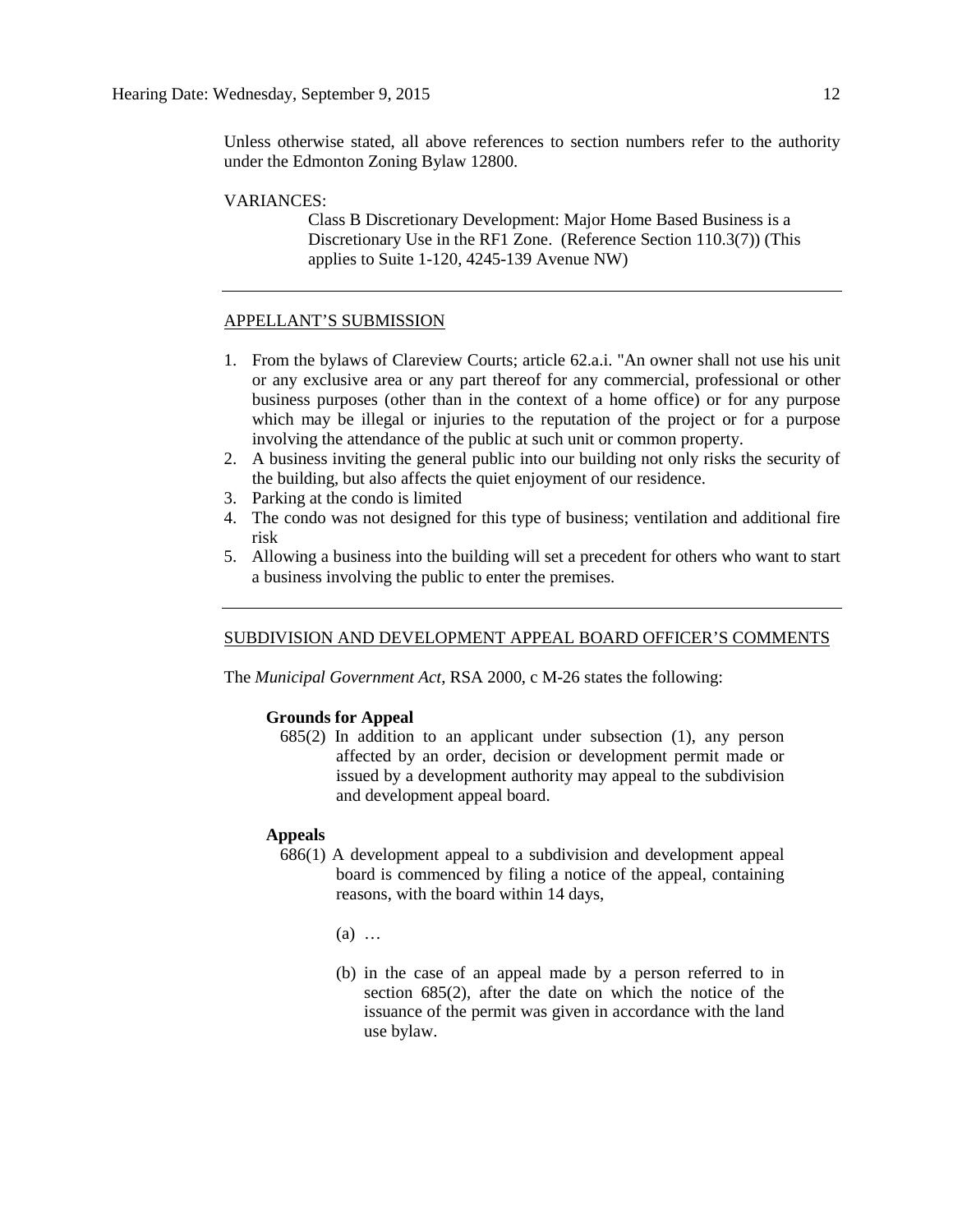Unless otherwise stated, all above references to section numbers refer to the authority under the Edmonton Zoning Bylaw 12800.

VARIANCES:

> Class B Discretionary Development: Major Home Based Business is a Discretionary Use in the RF1 Zone. (Reference Section 110.3(7)) (This applies to Suite 1-120, 4245-139 Avenue NW)

---

## APPELLANT'S SUBMISSION

1. From the bylaws of Clareview Courts; article 62.a.i. "An owner shall not use his unit or any exclusive area or any part thereof for any commercial, professional or other business purposes (other than in the context of a home office) or for any purpose which may be illegal or injuries to the reputation of the project or for a purpose involving the attendance of the public at such unit or common property.
2. A business inviting the general public into our building not only risks the security of the building, but also affects the quiet enjoyment of our residence.
3. Parking at the condo is limited
4. The condo was not designed for this type of business; ventilation and additional fire risk
5. Allowing a business into the building will set a precedent for others who want to start a business involving the public to enter the premises.

---

## SUBDIVISION AND DEVELOPMENT APPEAL BOARD OFFICER'S COMMENTS

The *Municipal Government Act*, RSA 2000, c M-26 states the following:

**Grounds for Appeal**

685(2) In addition to an applicant under subsection (1), any person affected by an order, decision or development permit made or issued by a development authority may appeal to the subdivision and development appeal board.

**Appeals**

686(1) A development appeal to a subdivision and development appeal board is commenced by filing a notice of the appeal, containing reasons, with the board within 14 days,

(a) …

(b) in the case of an appeal made by a person referred to in section 685(2), after the date on which the notice of the issuance of the permit was given in accordance with the land use bylaw.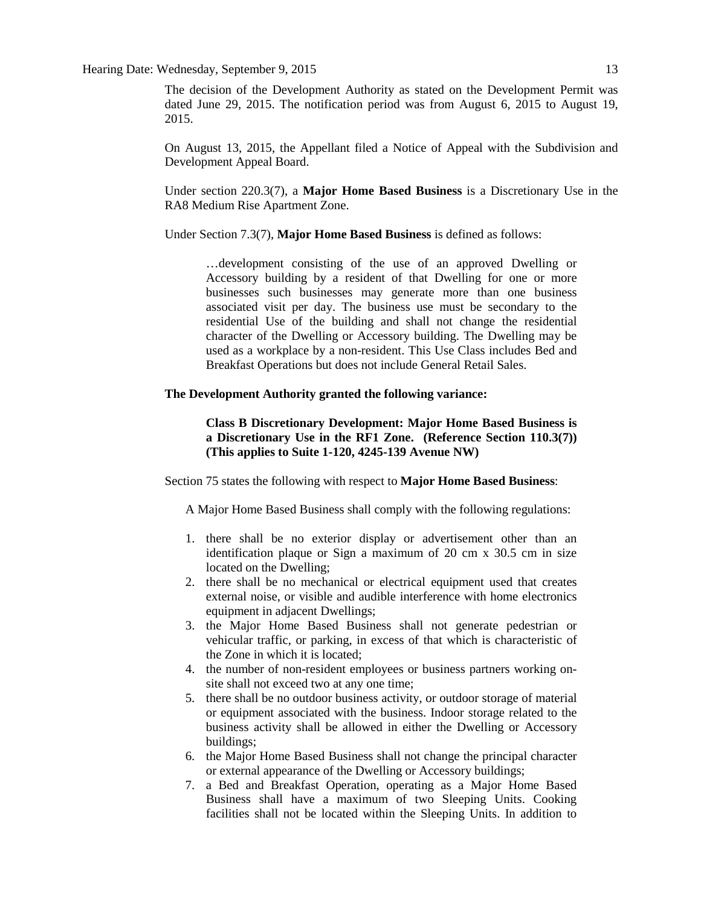The decision of the Development Authority as stated on the Development Permit was dated June 29, 2015. The notification period was from August 6, 2015 to August 19, 2015.

On August 13, 2015, the Appellant filed a Notice of Appeal with the Subdivision and Development Appeal Board.

Under section 220.3(7), a **Major Home Based Business** is a Discretionary Use in the RA8 Medium Rise Apartment Zone.

Under Section 7.3(7), **Major Home Based Business** is defined as follows:

> …development consisting of the use of an approved Dwelling or Accessory building by a resident of that Dwelling for one or more businesses such businesses may generate more than one business associated visit per day. The business use must be secondary to the residential Use of the building and shall not change the residential character of the Dwelling or Accessory building. The Dwelling may be used as a workplace by a non-resident. This Use Class includes Bed and Breakfast Operations but does not include General Retail Sales.

**The Development Authority granted the following variance:**

> **Class B Discretionary Development: Major Home Based Business is a Discretionary Use in the RF1 Zone. (Reference Section 110.3(7)) (This applies to Suite 1-120, 4245-139 Avenue NW)**

Section 75 states the following with respect to **Major Home Based Business**:

A Major Home Based Business shall comply with the following regulations:

1. there shall be no exterior display or advertisement other than an identification plaque or Sign a maximum of 20 cm x 30.5 cm in size located on the Dwelling;
2. there shall be no mechanical or electrical equipment used that creates external noise, or visible and audible interference with home electronics equipment in adjacent Dwellings;
3. the Major Home Based Business shall not generate pedestrian or vehicular traffic, or parking, in excess of that which is characteristic of the Zone in which it is located;
4. the number of non-resident employees or business partners working on-site shall not exceed two at any one time;
5. there shall be no outdoor business activity, or outdoor storage of material or equipment associated with the business. Indoor storage related to the business activity shall be allowed in either the Dwelling or Accessory buildings;
6. the Major Home Based Business shall not change the principal character or external appearance of the Dwelling or Accessory buildings;
7. a Bed and Breakfast Operation, operating as a Major Home Based Business shall have a maximum of two Sleeping Units. Cooking facilities shall not be located within the Sleeping Units. In addition to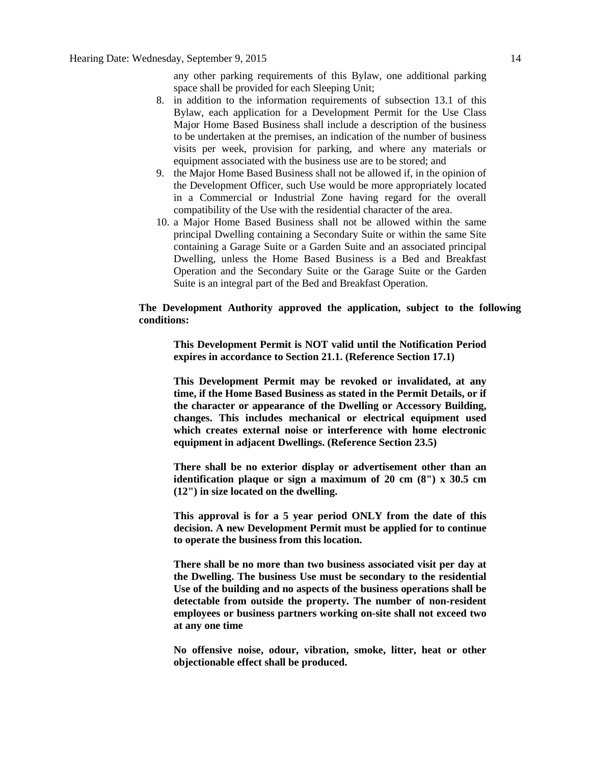any other parking requirements of this Bylaw, one additional parking space shall be provided for each Sleeping Unit;

8. in addition to the information requirements of subsection 13.1 of this Bylaw, each application for a Development Permit for the Use Class Major Home Based Business shall include a description of the business to be undertaken at the premises, an indication of the number of business visits per week, provision for parking, and where any materials or equipment associated with the business use are to be stored; and
9. the Major Home Based Business shall not be allowed if, in the opinion of the Development Officer, such Use would be more appropriately located in a Commercial or Industrial Zone having regard for the overall compatibility of the Use with the residential character of the area.
10. a Major Home Based Business shall not be allowed within the same principal Dwelling containing a Secondary Suite or within the same Site containing a Garage Suite or a Garden Suite and an associated principal Dwelling, unless the Home Based Business is a Bed and Breakfast Operation and the Secondary Suite or the Garage Suite or the Garden Suite is an integral part of the Bed and Breakfast Operation.

**The Development Authority approved the application, subject to the following conditions:**

**This Development Permit is NOT valid until the Notification Period expires in accordance to Section 21.1. (Reference Section 17.1)**

**This Development Permit may be revoked or invalidated, at any time, if the Home Based Business as stated in the Permit Details, or if the character or appearance of the Dwelling or Accessory Building, changes. This includes mechanical or electrical equipment used which creates external noise or interference with home electronic equipment in adjacent Dwellings. (Reference Section 23.5)**

**There shall be no exterior display or advertisement other than an identification plaque or sign a maximum of 20 cm (8") x 30.5 cm (12") in size located on the dwelling.**

**This approval is for a 5 year period ONLY from the date of this decision. A new Development Permit must be applied for to continue to operate the business from this location.**

**There shall be no more than two business associated visit per day at the Dwelling. The business Use must be secondary to the residential Use of the building and no aspects of the business operations shall be detectable from outside the property. The number of non-resident employees or business partners working on-site shall not exceed two at any one time**

**No offensive noise, odour, vibration, smoke, litter, heat or other objectionable effect shall be produced.**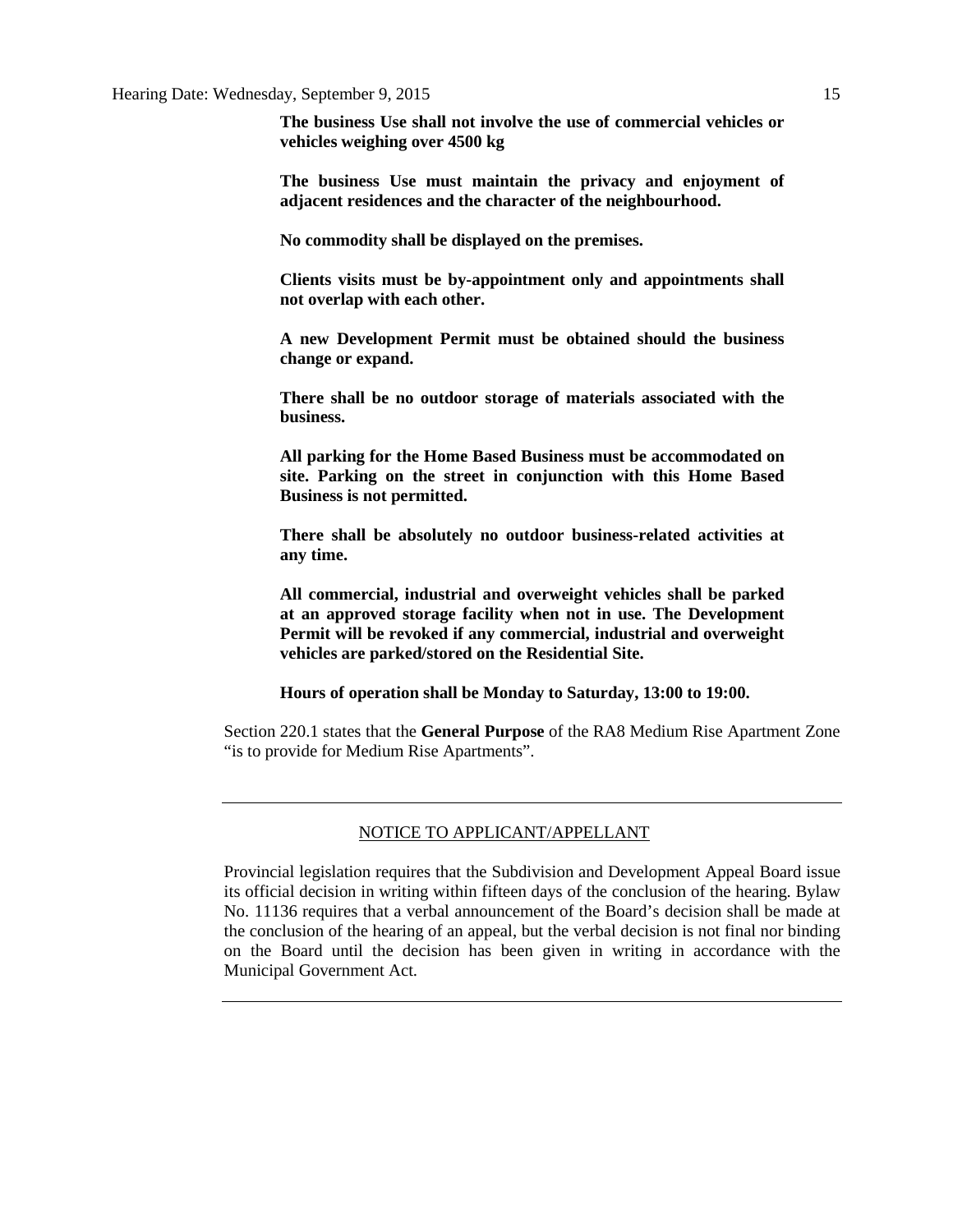**The business Use shall not involve the use of commercial vehicles or vehicles weighing over 4500 kg**

**The business Use must maintain the privacy and enjoyment of adjacent residences and the character of the neighbourhood.**

**No commodity shall be displayed on the premises.**

**Clients visits must be by-appointment only and appointments shall not overlap with each other.**

**A new Development Permit must be obtained should the business change or expand.**

**There shall be no outdoor storage of materials associated with the business.**

**All parking for the Home Based Business must be accommodated on site. Parking on the street in conjunction with this Home Based Business is not permitted.**

**There shall be absolutely no outdoor business-related activities at any time.**

**All commercial, industrial and overweight vehicles shall be parked at an approved storage facility when not in use. The Development Permit will be revoked if any commercial, industrial and overweight vehicles are parked/stored on the Residential Site.**

**Hours of operation shall be Monday to Saturday, 13:00 to 19:00.**

Section 220.1 states that the **General Purpose** of the RA8 Medium Rise Apartment Zone "is to provide for Medium Rise Apartments".

---

NOTICE TO APPLICANT/APPELLANT

Provincial legislation requires that the Subdivision and Development Appeal Board issue its official decision in writing within fifteen days of the conclusion of the hearing. Bylaw No. 11136 requires that a verbal announcement of the Board's decision shall be made at the conclusion of the hearing of an appeal, but the verbal decision is not final nor binding on the Board until the decision has been given in writing in accordance with the Municipal Government Act.

---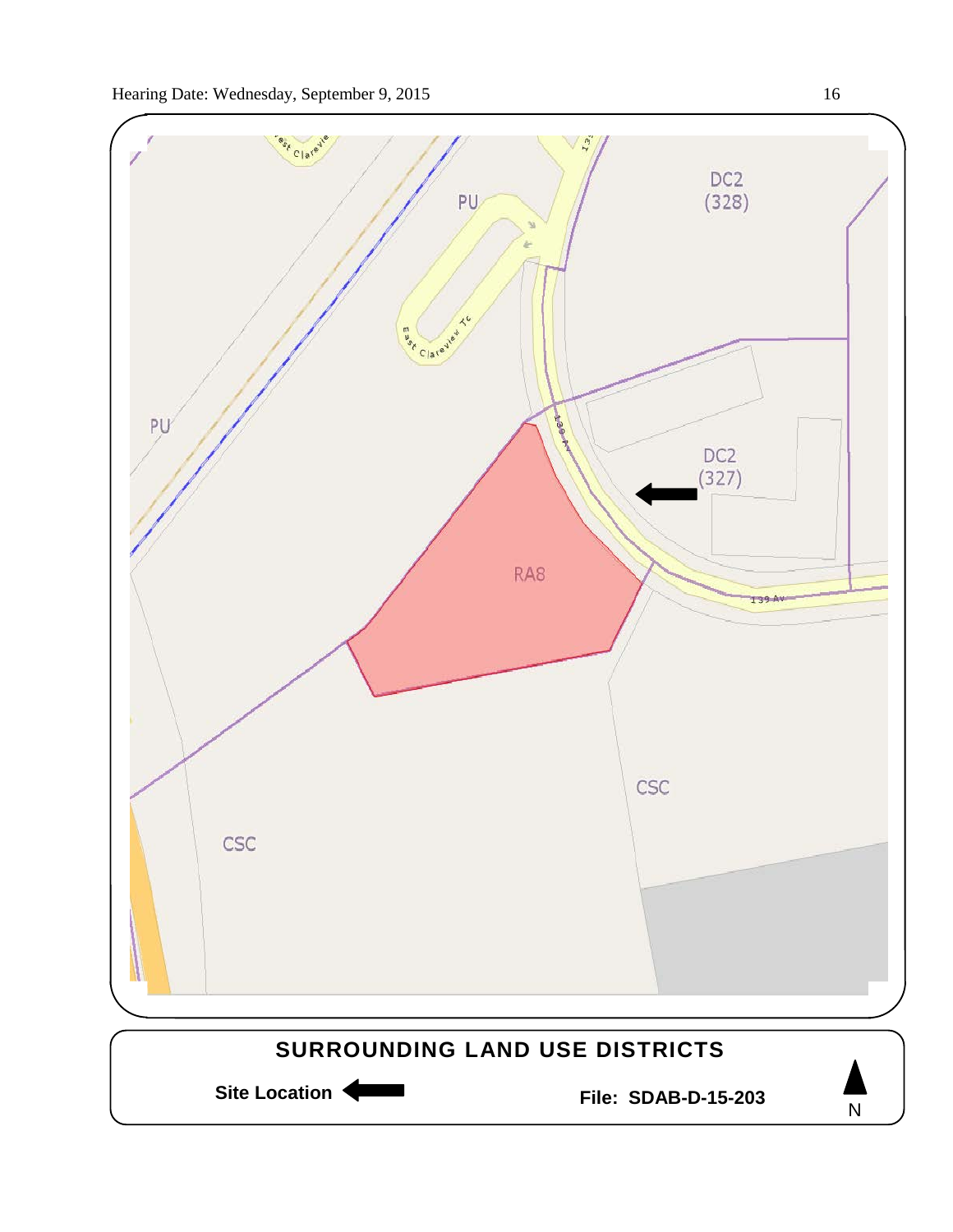PU

PU

DC2
(328)

DC2
(327)

RA8

CSC

CSC

East Clareview Tc

139 Av

**SURROUNDING LAND USE DISTRICTS**

**Site Location** ←

**File: SDAB-D-15-203**

N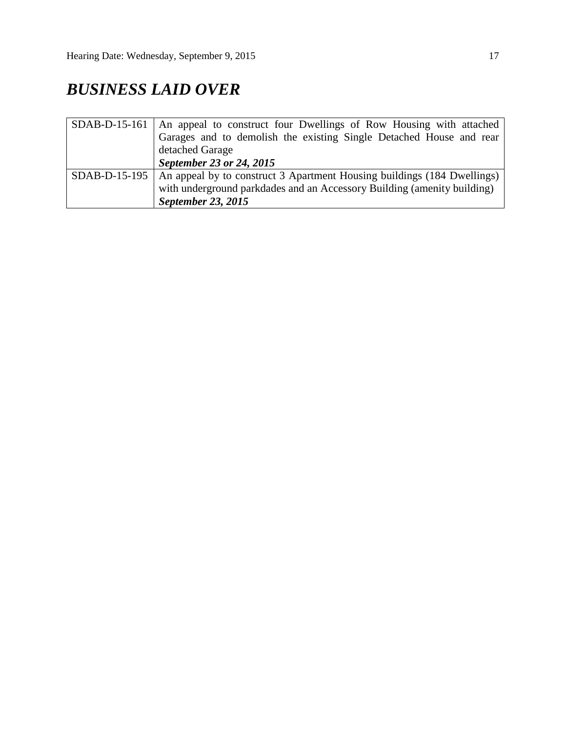# *BUSINESS LAID OVER*

| | |
|---|---|
| SDAB-D-15-161 | An appeal to construct four Dwellings of Row Housing with attached Garages and to demolish the existing Single Detached House and rear detached Garage<br>***September 23 or 24, 2015*** |
| SDAB-D-15-195 | An appeal by to construct 3 Apartment Housing buildings (184 Dwellings) with underground parkdades and an Accessory Building (amenity building)<br>***September 23, 2015*** |